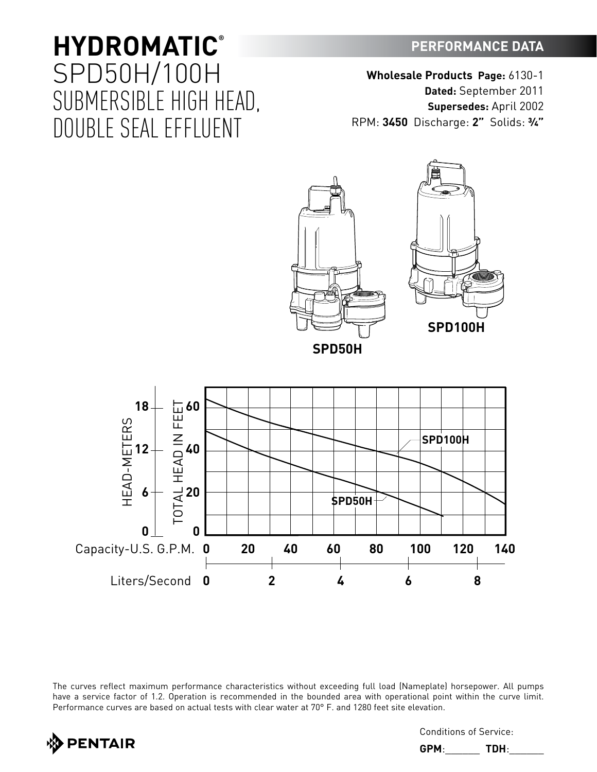# HYDROMATIC®

## SPD50H/100H

## SUBMERSIBLE HIGH HEAD, DOUBLE SEAL EFFLUENT

**PERFORMANCE DATA**

**Wholesale Products Page:** 6130-1
**Dated:** September 2011
**Supersedes:** April 2002
RPM: **3450** Discharge: **2"** Solids: **¾"**

SPD100H

SPD50H

HEAD-METERS: 0, 6, 12, 18
TOTAL HEAD IN FEET: 0, 20, 40, 60

SPD100H

SPD50H

Capacity-U.S. G.P.M. **0 20 40 60 80 100 120 140**

Liters/Second **0 2 4 6 8**

The curves reflect maximum performance characteristics without exceeding full load (Nameplate) horsepower. All pumps have a service factor of 1.2. Operation is recommended in the bounded area with operational point within the curve limit. Performance curves are based on actual tests with clear water at 70° F. and 1280 feet site elevation.

PENTAIR

Conditions of Service:

**GPM**:_______ **TDH**:_______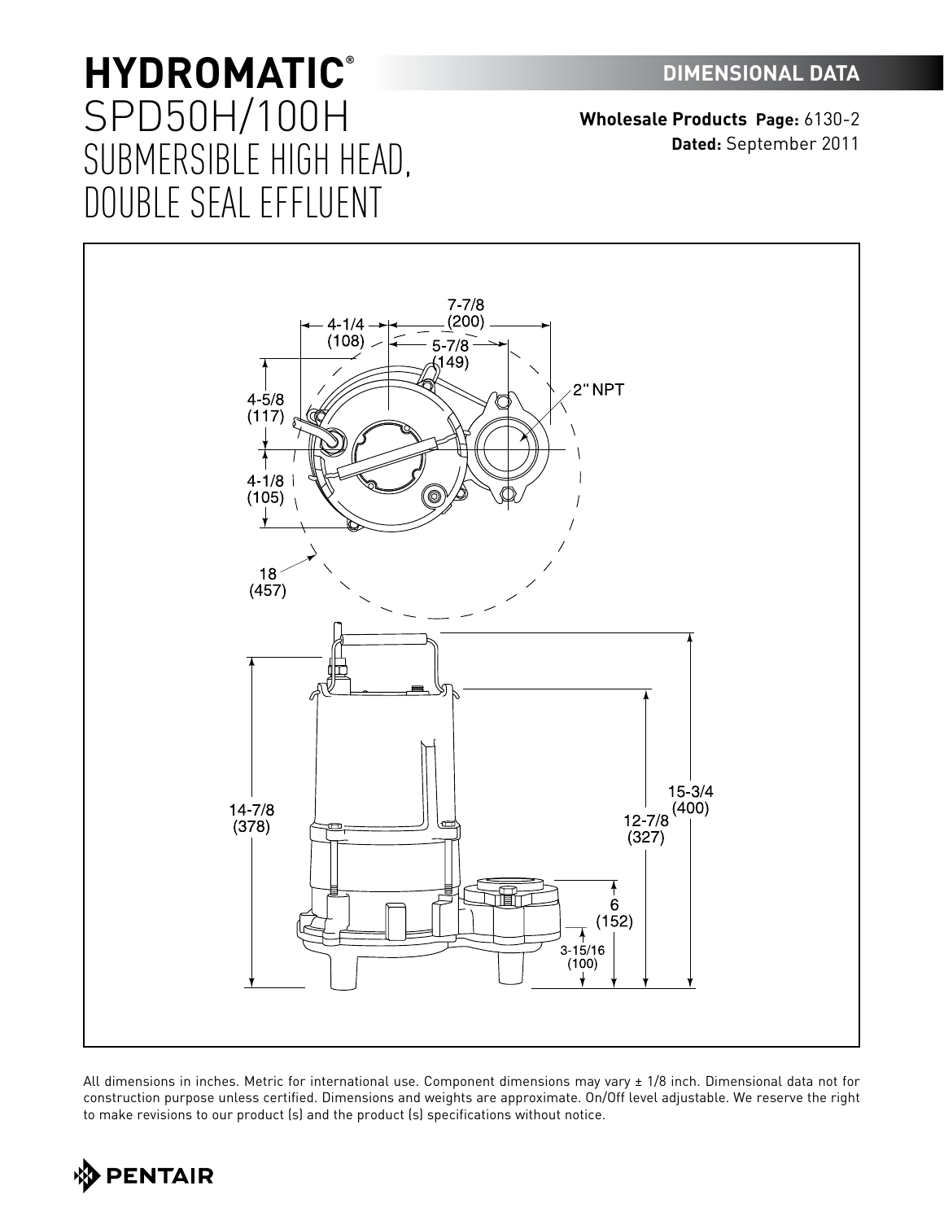# HYDROMATIC®

## SPD50H/100H SUBMERSIBLE HIGH HEAD, DOUBLE SEAL EFFLUENT

**DIMENSIONAL DATA**

**Wholesale Products Page:** 6130-2
**Dated:** September 2011

7-7/8 (200)

4-1/4 (108)

5-7/8 (149)

2" NPT

4-5/8 (117)

4-1/8 (105)

18 (457)

14-7/8 (378)

15-3/4 (400)

12-7/8 (327)

6 (152)

3-15/16 (100)

All dimensions in inches. Metric for international use. Component dimensions may vary ± 1/8 inch. Dimensional data not for construction purpose unless certified. Dimensions and weights are approximate. On/Off level adjustable. We reserve the right to make revisions to our product (s) and the product (s) specifications without notice.

PENTAIR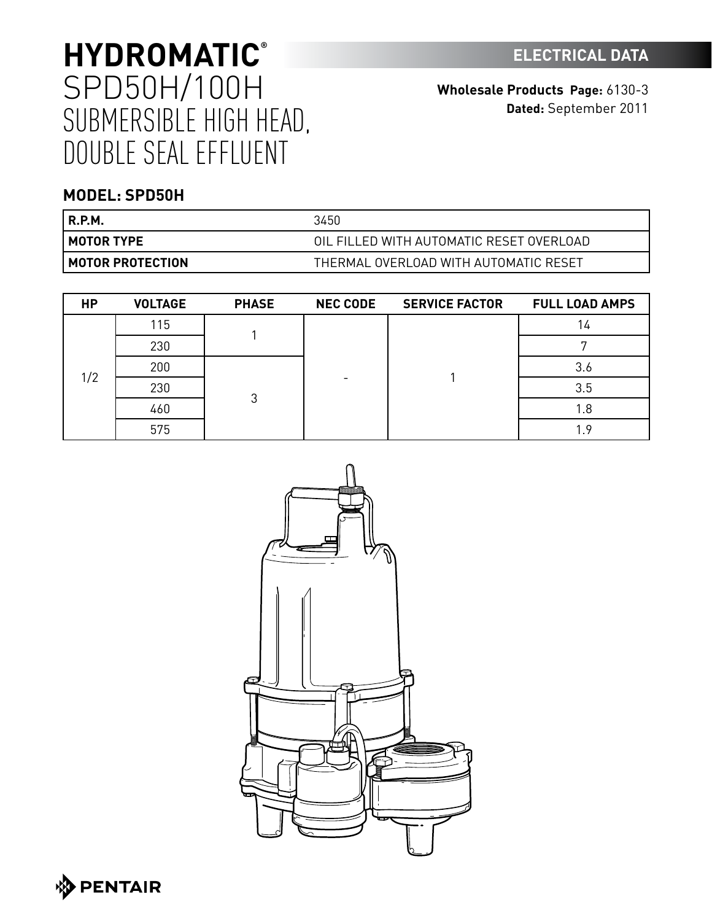# HYDROMATIC®

## SPD50H/100H SUBMERSIBLE HIGH HEAD, DOUBLE SEAL EFFLUENT

**ELECTRICAL DATA**

**Wholesale Products Page:** 6130-3
**Dated:** September 2011

### MODEL: SPD50H

| | |
|---|---|
| **R.P.M.** | 3450 |
| **MOTOR TYPE** | OIL FILLED WITH AUTOMATIC RESET OVERLOAD |
| **MOTOR PROTECTION** | THERMAL OVERLOAD WITH AUTOMATIC RESET |

| HP | VOLTAGE | PHASE | NEC CODE | SERVICE FACTOR | FULL LOAD AMPS |
|---|---|---|---|---|---|
| 1/2 | 115 | 1 | - | 1 | 14 |
| | 230 | | | | 7 |
| | 200 | 3 | | | 3.6 |
| | 230 | | | | 3.5 |
| | 460 | | | | 1.8 |
| | 575 | | | | 1.9 |

PENTAIR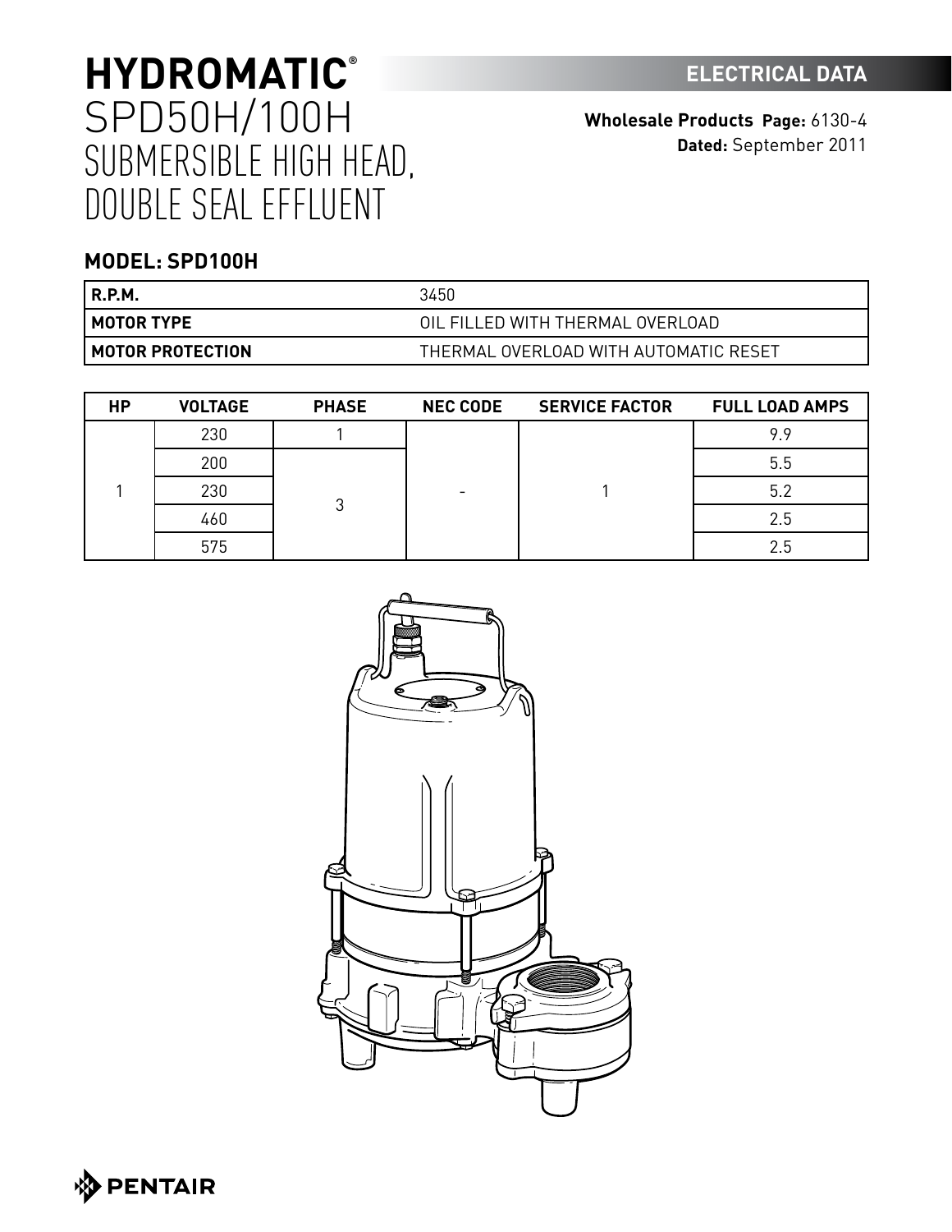# HYDROMATIC®
# SPD50H/100H
# SUBMERSIBLE HIGH HEAD, DOUBLE SEAL EFFLUENT

## ELECTRICAL DATA

**Wholesale Products Page:** 6130-4
**Dated:** September 2011

### MODEL: SPD100H

| | |
|---|---|
| **R.P.M.** | 3450 |
| **MOTOR TYPE** | OIL FILLED WITH THERMAL OVERLOAD |
| **MOTOR PROTECTION** | THERMAL OVERLOAD WITH AUTOMATIC RESET |

| HP | VOLTAGE | PHASE | NEC CODE | SERVICE FACTOR | FULL LOAD AMPS |
|---|---|---|---|---|---|
| 1 | 230 | 1 | - | 1 | 9.9 |
| | 200 | 3 | | | 5.5 |
| | 230 | | | | 5.2 |
| | 460 | | | | 2.5 |
| | 575 | | | | 2.5 |

PENTAIR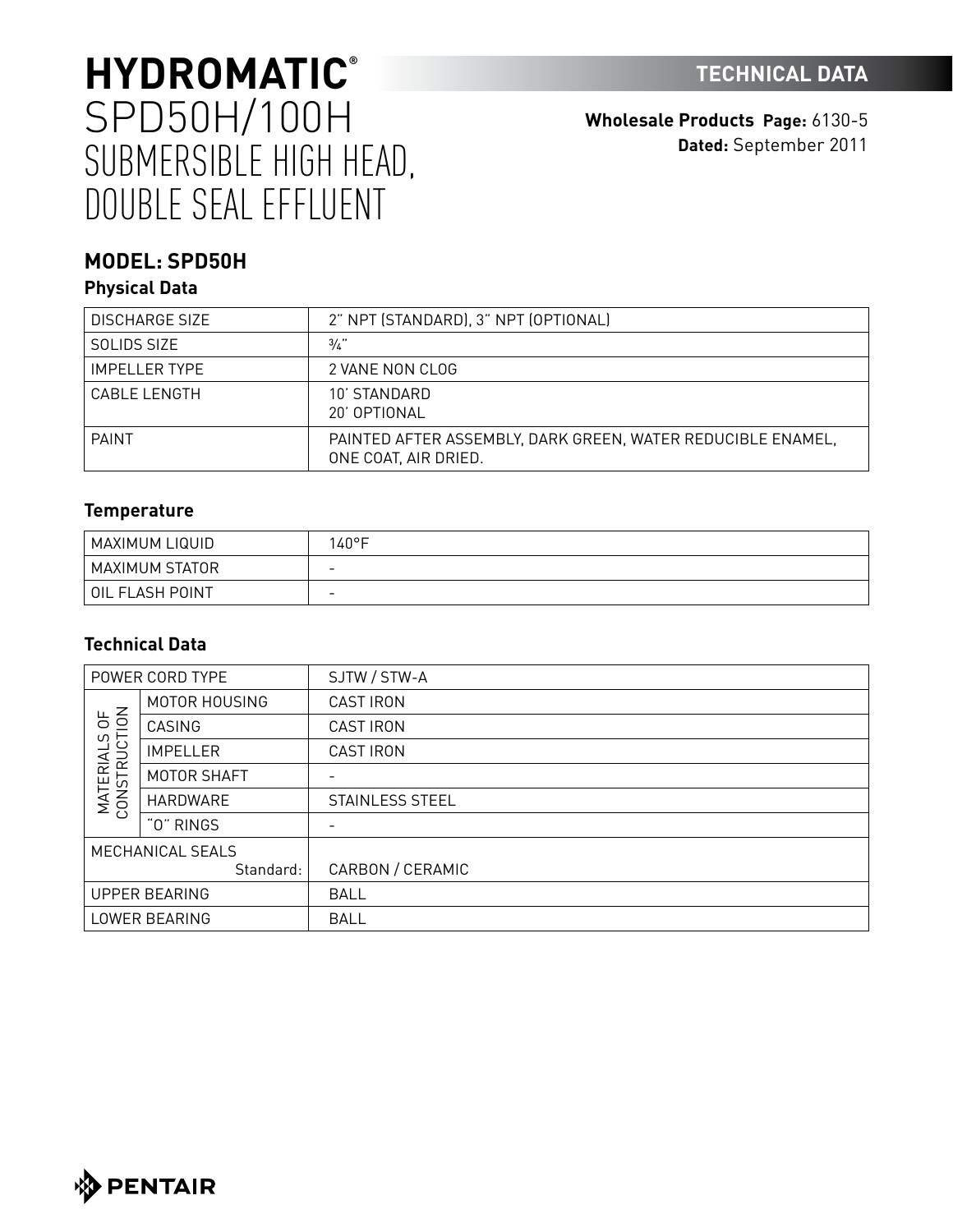# HYDROMATIC®
# SPD50H/100H SUBMERSIBLE HIGH HEAD, DOUBLE SEAL EFFLUENT

**TECHNICAL DATA**

**Wholesale Products Page:** 6130-5
**Dated:** September 2011

## MODEL: SPD50H

### Physical Data

| | |
|---|---|
| DISCHARGE SIZE | 2" NPT (STANDARD), 3" NPT (OPTIONAL) |
| SOLIDS SIZE | ¾" |
| IMPELLER TYPE | 2 VANE NON CLOG |
| CABLE LENGTH | 10' STANDARD<br>20' OPTIONAL |
| PAINT | PAINTED AFTER ASSEMBLY, DARK GREEN, WATER REDUCIBLE ENAMEL, ONE COAT, AIR DRIED. |

### Temperature

| | |
|---|---|
| MAXIMUM LIQUID | 140°F |
| MAXIMUM STATOR | - |
| OIL FLASH POINT | - |

### Technical Data

| | | |
|---|---|---|
| POWER CORD TYPE | | SJTW / STW-A |
| MATERIALS OF CONSTRUCTION | MOTOR HOUSING | CAST IRON |
| | CASING | CAST IRON |
| | IMPELLER | CAST IRON |
| | MOTOR SHAFT | - |
| | HARDWARE | STAINLESS STEEL |
| | "O" RINGS | - |
| MECHANICAL SEALS | Standard: | CARBON / CERAMIC |
| UPPER BEARING | | BALL |
| LOWER BEARING | | BALL |

PENTAIR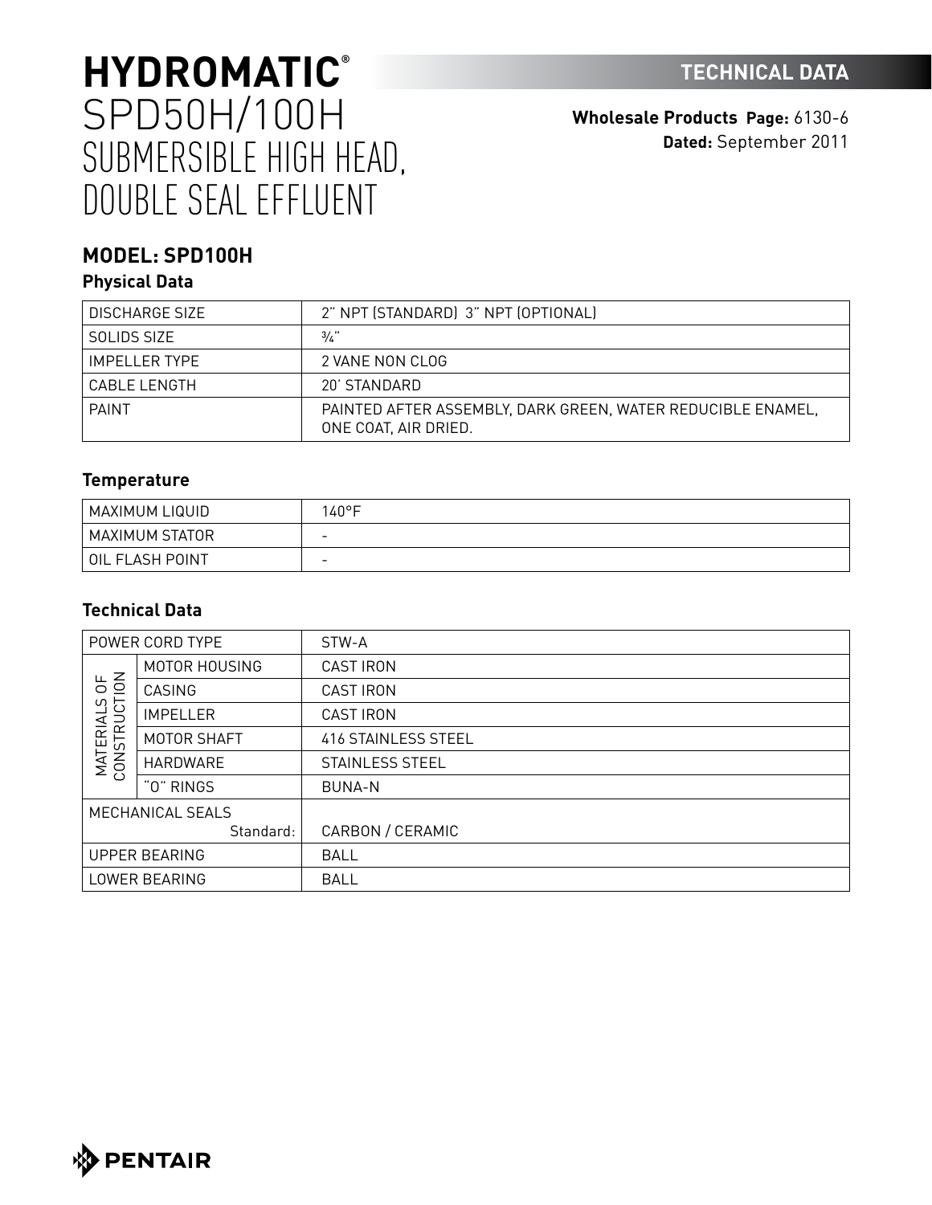# HYDROMATIC®
# SPD50H/100H SUBMERSIBLE HIGH HEAD, DOUBLE SEAL EFFLUENT

**TECHNICAL DATA**

**Wholesale Products Page:** 6130-6
**Dated:** September 2011

## MODEL: SPD100H

### Physical Data

| | |
|---|---|
| DISCHARGE SIZE | 2" NPT (STANDARD) 3" NPT (OPTIONAL) |
| SOLIDS SIZE | ¾" |
| IMPELLER TYPE | 2 VANE NON CLOG |
| CABLE LENGTH | 20' STANDARD |
| PAINT | PAINTED AFTER ASSEMBLY, DARK GREEN, WATER REDUCIBLE ENAMEL, ONE COAT, AIR DRIED. |

### Temperature

| | |
|---|---|
| MAXIMUM LIQUID | 140°F |
| MAXIMUM STATOR | - |
| OIL FLASH POINT | - |

### Technical Data

| | | |
|---|---|---|
| POWER CORD TYPE | | STW-A |
| MATERIALS OF CONSTRUCTION | MOTOR HOUSING | CAST IRON |
| | CASING | CAST IRON |
| | IMPELLER | CAST IRON |
| | MOTOR SHAFT | 416 STAINLESS STEEL |
| | HARDWARE | STAINLESS STEEL |
| | "O" RINGS | BUNA-N |
| MECHANICAL SEALS | Standard: | CARBON / CERAMIC |
| UPPER BEARING | | BALL |
| LOWER BEARING | | BALL |

PENTAIR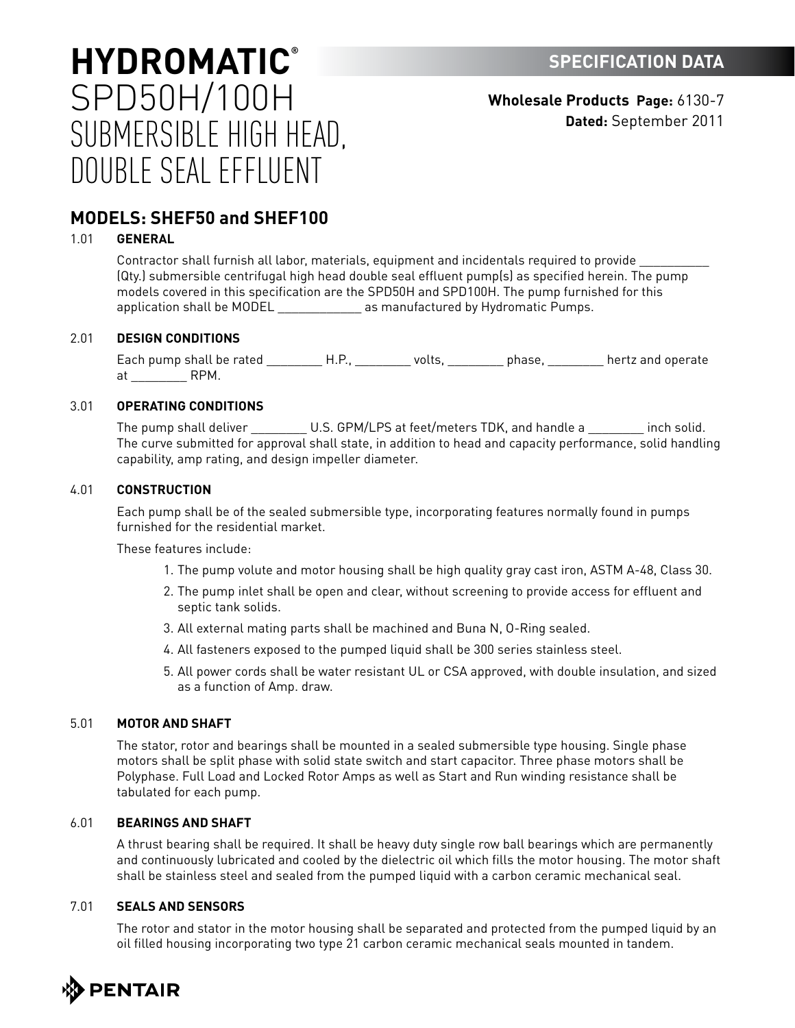# HYDROMATIC®

# SPD50H/100H SUBMERSIBLE HIGH HEAD, DOUBLE SEAL EFFLUENT

**SPECIFICATION DATA**

**Wholesale Products Page:** 6130-7
**Dated:** September 2011

## MODELS: SHEF50 and SHEF100

### 1.01 GENERAL

Contractor shall furnish all labor, materials, equipment and incidentals required to provide __________ (Qty.) submersible centrifugal high head double seal effluent pump(s) as specified herein. The pump models covered in this specification are the SPD50H and SPD100H. The pump furnished for this application shall be MODEL ____________ as manufactured by Hydromatic Pumps.

### 2.01 DESIGN CONDITIONS

Each pump shall be rated ________ H.P., ________ volts, ________ phase, ________ hertz and operate at ________ RPM.

### 3.01 OPERATING CONDITIONS

The pump shall deliver ________ U.S. GPM/LPS at feet/meters TDK, and handle a ________ inch solid. The curve submitted for approval shall state, in addition to head and capacity performance, solid handling capability, amp rating, and design impeller diameter.

### 4.01 CONSTRUCTION

Each pump shall be of the sealed submersible type, incorporating features normally found in pumps furnished for the residential market.

These features include:

1. The pump volute and motor housing shall be high quality gray cast iron, ASTM A-48, Class 30.
2. The pump inlet shall be open and clear, without screening to provide access for effluent and septic tank solids.
3. All external mating parts shall be machined and Buna N, O-Ring sealed.
4. All fasteners exposed to the pumped liquid shall be 300 series stainless steel.
5. All power cords shall be water resistant UL or CSA approved, with double insulation, and sized as a function of Amp. draw.

### 5.01 MOTOR AND SHAFT

The stator, rotor and bearings shall be mounted in a sealed submersible type housing. Single phase motors shall be split phase with solid state switch and start capacitor. Three phase motors shall be Polyphase. Full Load and Locked Rotor Amps as well as Start and Run winding resistance shall be tabulated for each pump.

### 6.01 BEARINGS AND SHAFT

A thrust bearing shall be required. It shall be heavy duty single row ball bearings which are permanently and continuously lubricated and cooled by the dielectric oil which fills the motor housing. The motor shaft shall be stainless steel and sealed from the pumped liquid with a carbon ceramic mechanical seal.

### 7.01 SEALS AND SENSORS

The rotor and stator in the motor housing shall be separated and protected from the pumped liquid by an oil filled housing incorporating two type 21 carbon ceramic mechanical seals mounted in tandem.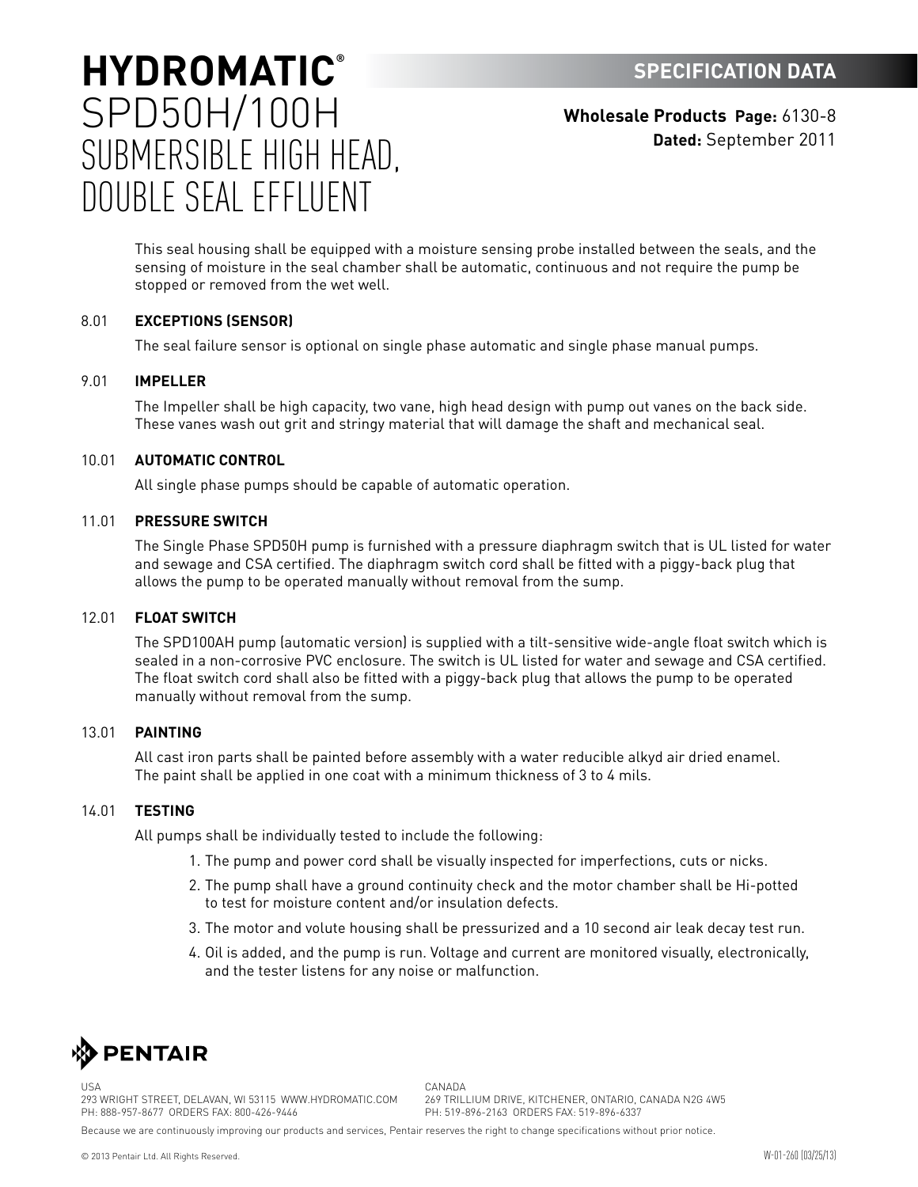# HYDROMATIC®
# SPD50H/100H
## SUBMERSIBLE HIGH HEAD, DOUBLE SEAL EFFLUENT

**SPECIFICATION DATA**

**Wholesale Products Page:** 6130-8
**Dated:** September 2011

This seal housing shall be equipped with a moisture sensing probe installed between the seals, and the sensing of moisture in the seal chamber shall be automatic, continuous and not require the pump be stopped or removed from the wet well.

### 8.01 EXCEPTIONS (SENSOR)

The seal failure sensor is optional on single phase automatic and single phase manual pumps.

### 9.01 IMPELLER

The Impeller shall be high capacity, two vane, high head design with pump out vanes on the back side. These vanes wash out grit and stringy material that will damage the shaft and mechanical seal.

### 10.01 AUTOMATIC CONTROL

All single phase pumps should be capable of automatic operation.

### 11.01 PRESSURE SWITCH

The Single Phase SPD50H pump is furnished with a pressure diaphragm switch that is UL listed for water and sewage and CSA certified. The diaphragm switch cord shall be fitted with a piggy-back plug that allows the pump to be operated manually without removal from the sump.

### 12.01 FLOAT SWITCH

The SPD100AH pump (automatic version) is supplied with a tilt-sensitive wide-angle float switch which is sealed in a non-corrosive PVC enclosure. The switch is UL listed for water and sewage and CSA certified. The float switch cord shall also be fitted with a piggy-back plug that allows the pump to be operated manually without removal from the sump.

### 13.01 PAINTING

All cast iron parts shall be painted before assembly with a water reducible alkyd air dried enamel. The paint shall be applied in one coat with a minimum thickness of 3 to 4 mils.

### 14.01 TESTING

All pumps shall be individually tested to include the following:

1. The pump and power cord shall be visually inspected for imperfections, cuts or nicks.
2. The pump shall have a ground continuity check and the motor chamber shall be Hi-potted to test for moisture content and/or insulation defects.
3. The motor and volute housing shall be pressurized and a 10 second air leak decay test run.
4. Oil is added, and the pump is run. Voltage and current are monitored visually, electronically, and the tester listens for any noise or malfunction.

PENTAIR

USA
293 WRIGHT STREET, DELAVAN, WI 53115 WWW.HYDROMATIC.COM
PH: 888-957-8677 ORDERS FAX: 800-426-9446

CANADA
269 TRILLIUM DRIVE, KITCHENER, ONTARIO, CANADA N2G 4W5
PH: 519-896-2163 ORDERS FAX: 519-896-6337

Because we are continuously improving our products and services, Pentair reserves the right to change specifications without prior notice.

© 2013 Pentair Ltd. All Rights Reserved.

W-01-260 (03/25/13)